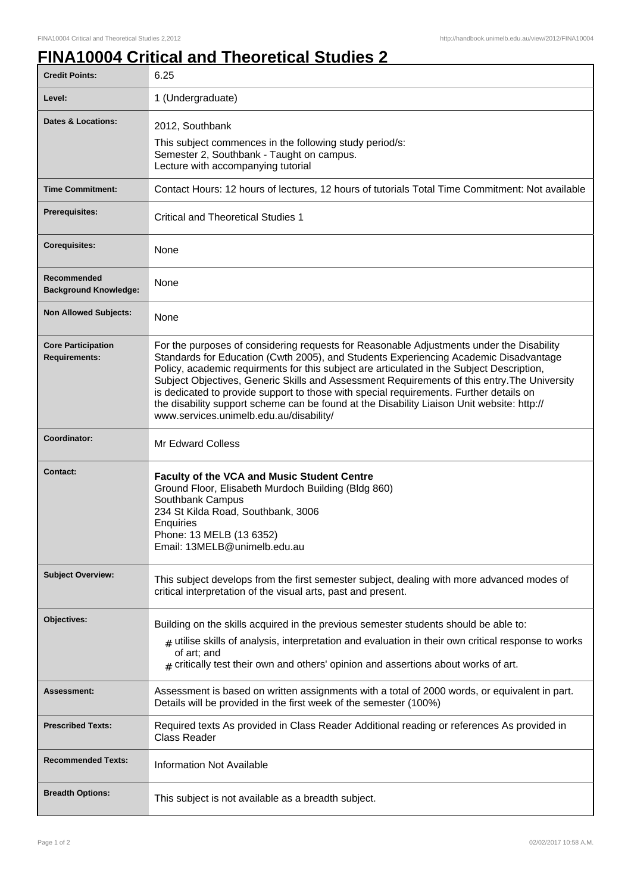# FINA10004 Critical and Theoretical Studies 2

| Credit Points: | 6.25 |
|---|---|
| Level: | 1 (Undergraduate) |
| Dates & Locations: | 2012, Southbank<br>This subject commences in the following study period/s:<br>Semester 2, Southbank - Taught on campus.<br>Lecture with accompanying tutorial |
| Time Commitment: | Contact Hours: 12 hours of lectures, 12 hours of tutorials Total Time Commitment: Not available |
| Prerequisites: | Critical and Theoretical Studies 1 |
| Corequisites: | None |
| Recommended Background Knowledge: | None |
| Non Allowed Subjects: | None |
| Core Participation Requirements: | For the purposes of considering requests for Reasonable Adjustments under the Disability Standards for Education (Cwth 2005), and Students Experiencing Academic Disadvantage Policy, academic requirments for this subject are articulated in the Subject Description, Subject Objectives, Generic Skills and Assessment Requirements of this entry.The University is dedicated to provide support to those with special requirements. Further details on the disability support scheme can be found at the Disability Liaison Unit website: http://www.services.unimelb.edu.au/disability/ |
| Coordinator: | Mr Edward Colless |
| Contact: | **Faculty of the VCA and Music Student Centre**<br>Ground Floor, Elisabeth Murdoch Building (Bldg 860)<br>Southbank Campus<br>234 St Kilda Road, Southbank, 3006<br>Enquiries<br>Phone: 13 MELB (13 6352)<br>Email: 13MELB@unimelb.edu.au |
| Subject Overview: | This subject develops from the first semester subject, dealing with more advanced modes of critical interpretation of the visual arts, past and present. |
| Objectives: | Building on the skills acquired in the previous semester students should be able to:<br># utilise skills of analysis, interpretation and evaluation in their own critical response to works of art; and<br># critically test their own and others' opinion and assertions about works of art. |
| Assessment: | Assessment is based on written assignments with a total of 2000 words, or equivalent in part. Details will be provided in the first week of the semester (100%) |
| Prescribed Texts: | Required texts As provided in Class Reader Additional reading or references As provided in Class Reader |
| Recommended Texts: | Information Not Available |
| Breadth Options: | This subject is not available as a breadth subject. |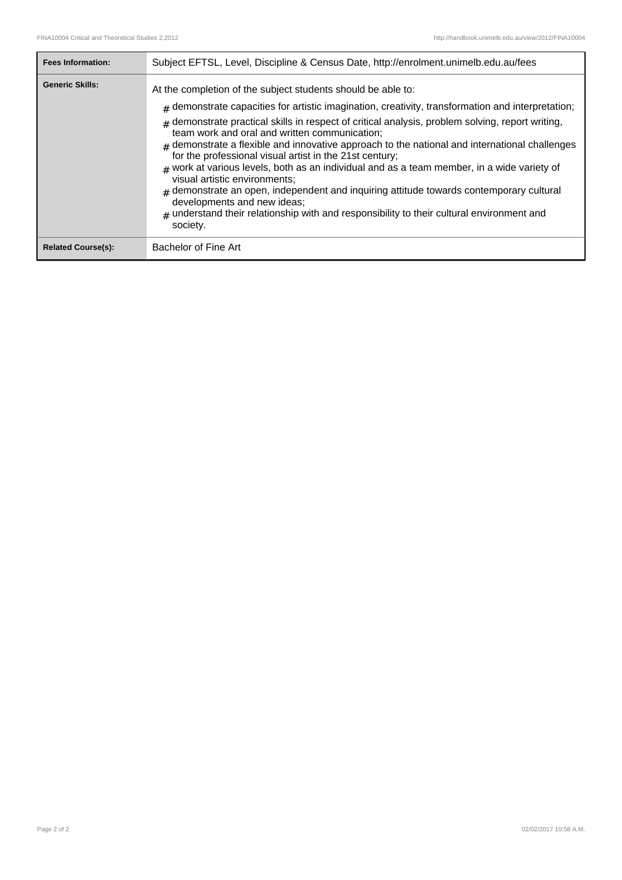| | |
|---|---|
| **Fees Information:** | Subject EFTSL, Level, Discipline & Census Date, http://enrolment.unimelb.edu.au/fees |
| **Generic Skills:** | At the completion of the subject students should be able to:<br># demonstrate capacities for artistic imagination, creativity, transformation and interpretation;<br># demonstrate practical skills in respect of critical analysis, problem solving, report writing, team work and oral and written communication;<br># demonstrate a flexible and innovative approach to the national and international challenges for the professional visual artist in the 21st century;<br># work at various levels, both as an individual and as a team member, in a wide variety of visual artistic environments;<br># demonstrate an open, independent and inquiring attitude towards contemporary cultural developments and new ideas;<br># understand their relationship with and responsibility to their cultural environment and society. |
| **Related Course(s):** | Bachelor of Fine Art |